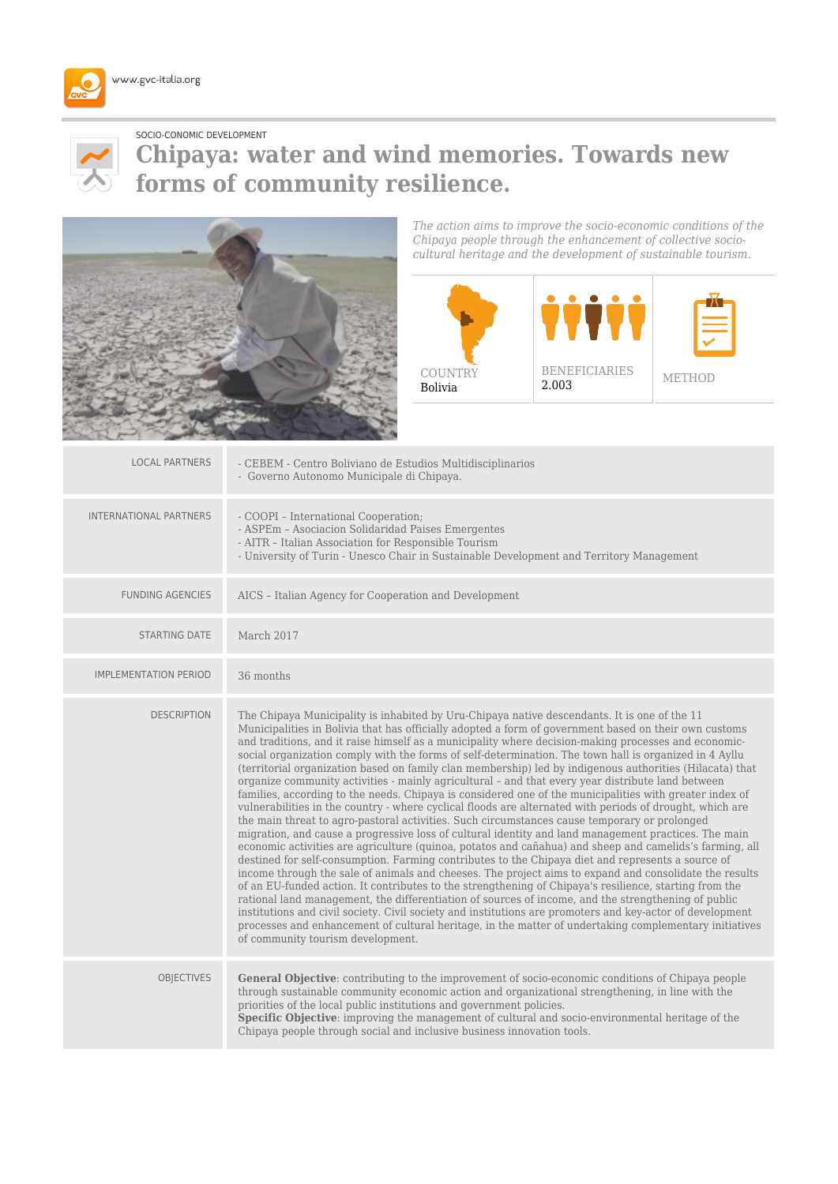www.gvc-italia.org

SOCIO-CONOMIC DEVELOPMENT

# Chipaya: water and wind memories. Towards new forms of community resilience.

*The action aims to improve the socio-economic conditions of the Chipaya people through the enhancement of collective socio-cultural heritage and the development of sustainable tourism.*

| COUNTRY | BENEFICIARIES | METHOD |
|---|---|---|
| Bolivia | 2.003 | |

| | |
|---|---|
| LOCAL PARTNERS | - CEBEM - Centro Boliviano de Estudios Multidisciplinarios<br>- Governo Autonomo Municipale di Chipaya. |
| INTERNATIONAL PARTNERS | - COOPI – International Cooperation;<br>- ASPEm – Asociacion Solidaridad Paises Emergentes<br>- AITR – Italian Association for Responsible Tourism<br>- University of Turin - Unesco Chair in Sustainable Development and Territory Management |
| FUNDING AGENCIES | AICS – Italian Agency for Cooperation and Development |
| STARTING DATE | March 2017 |
| IMPLEMENTATION PERIOD | 36 months |
| DESCRIPTION | The Chipaya Municipality is inhabited by Uru-Chipaya native descendants. It is one of the 11 Municipalities in Bolivia that has officially adopted a form of government based on their own customs and traditions, and it raise himself as a municipality where decision-making processes and economic-social organization comply with the forms of self-determination. The town hall is organized in 4 Ayllu (territorial organization based on family clan membership) led by indigenous authorities (Hilacata) that organize community activities - mainly agricultural – and that every year distribute land between families, according to the needs. Chipaya is considered one of the municipalities with greater index of vulnerabilities in the country - where cyclical floods are alternated with periods of drought, which are the main threat to agro-pastoral activities. Such circumstances cause temporary or prolonged migration, and cause a progressive loss of cultural identity and land management practices. The main economic activities are agriculture (quinoa, potatos and cañahua) and sheep and camelids's farming, all destined for self-consumption. Farming contributes to the Chipaya diet and represents a source of income through the sale of animals and cheeses. The project aims to expand and consolidate the results of an EU-funded action. It contributes to the strengthening of Chipaya's resilience, starting from the rational land management, the differentiation of sources of income, and the strengthening of public institutions and civil society. Civil society and institutions are promoters and key-actor of development processes and enhancement of cultural heritage, in the matter of undertaking complementary initiatives of community tourism development. |
| OBJECTIVES | **General Objective**: contributing to the improvement of socio-economic conditions of Chipaya people through sustainable community economic action and organizational strengthening, in line with the priorities of the local public institutions and government policies.<br>**Specific Objective**: improving the management of cultural and socio-environmental heritage of the Chipaya people through social and inclusive business innovation tools. |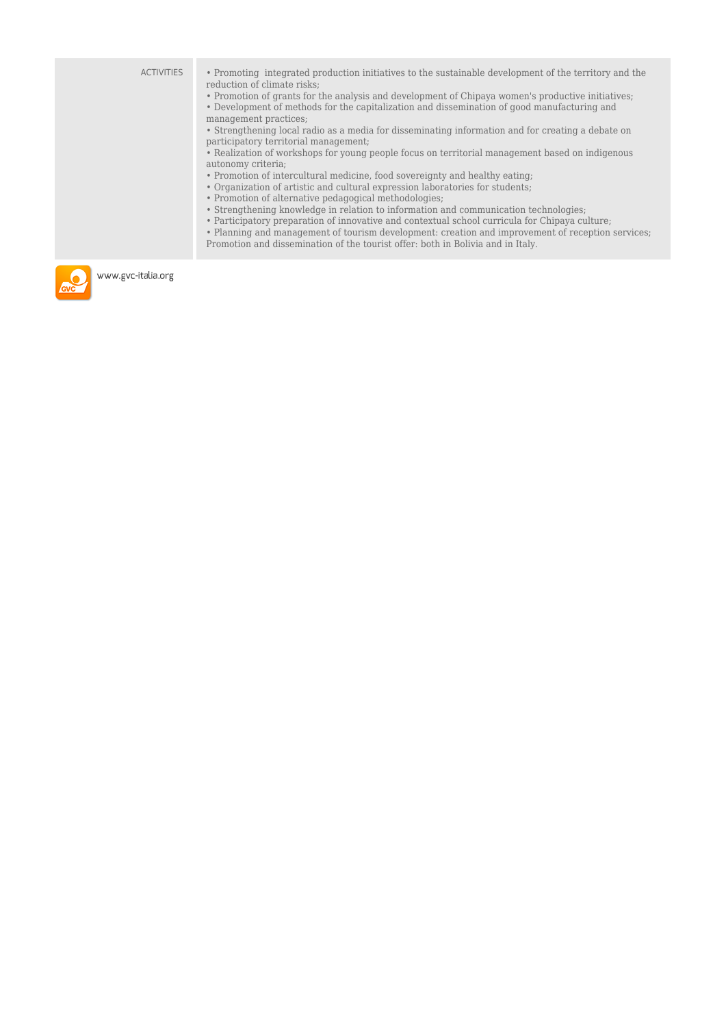| | |
|---|---|
| ACTIVITIES | • Promoting  integrated production initiatives to the sustainable development of the territory and the reduction of climate risks;<br>• Promotion of grants for the analysis and development of Chipaya women's productive initiatives;<br>• Development of methods for the capitalization and dissemination of good manufacturing and management practices;<br>• Strengthening local radio as a media for disseminating information and for creating a debate on participatory territorial management;<br>• Realization of workshops for young people focus on territorial management based on indigenous autonomy criteria;<br>• Promotion of intercultural medicine, food sovereignty and healthy eating;<br>• Organization of artistic and cultural expression laboratories for students;<br>• Promotion of alternative pedagogical methodologies;<br>• Strengthening knowledge in relation to information and communication technologies;<br>• Participatory preparation of innovative and contextual school curricula for Chipaya culture;<br>• Planning and management of tourism development: creation and improvement of reception services; Promotion and dissemination of the tourist offer: both in Bolivia and in Italy. |

www.gvc-italia.org